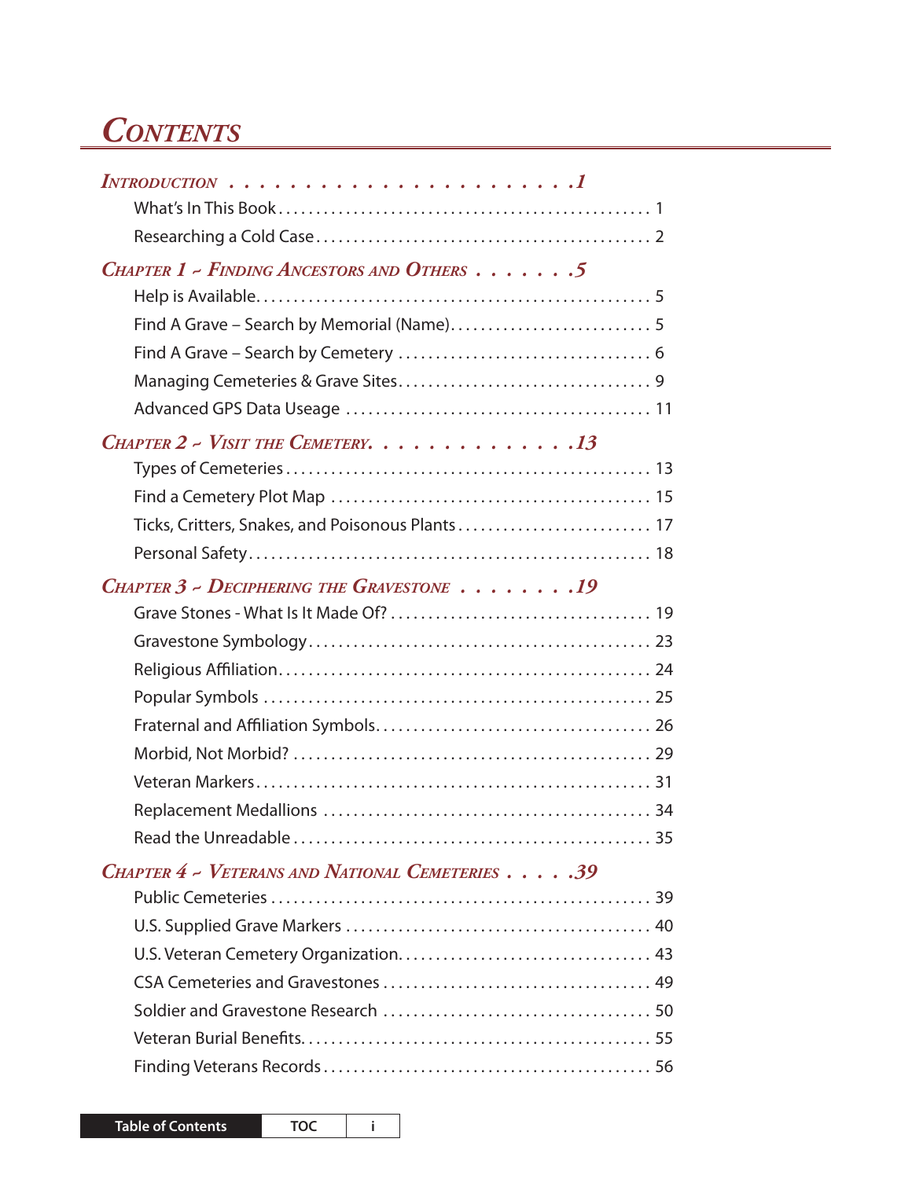# Contents

## Introduction . . . . . . . . . . . . . . . . . . . . . . .1

- What's In This Book . . . . . . . . . . 1
- Researching a Cold Case . . . . . . . . . . 2

## Chapter 1 ~ Finding Ancestors and Others . . . . . . .5

- Help is Available . . . . . . . . . . 5
- Find A Grave – Search by Memorial (Name) . . . . . . . . . . 5
- Find A Grave – Search by Cemetery . . . . . . . . . . 6
- Managing Cemeteries & Grave Sites . . . . . . . . . . 9
- Advanced GPS Data Useage . . . . . . . . . . 11

## Chapter 2 ~ Visit the Cemetery. . . . . . . . . . . . . .13

- Types of Cemeteries . . . . . . . . . . 13
- Find a Cemetery Plot Map . . . . . . . . . . 15
- Ticks, Critters, Snakes, and Poisonous Plants . . . . . . . . . . 17
- Personal Safety . . . . . . . . . . 18

## Chapter 3 ~ Deciphering the Gravestone . . . . . . . .19

- Grave Stones - What Is It Made Of? . . . . . . . . . . 19
- Gravestone Symbology . . . . . . . . . . 23
- Religious Affiliation . . . . . . . . . . 24
- Popular Symbols . . . . . . . . . . 25
- Fraternal and Affiliation Symbols . . . . . . . . . . 26
- Morbid, Not Morbid? . . . . . . . . . . 29
- Veteran Markers . . . . . . . . . . 31
- Replacement Medallions . . . . . . . . . . 34
- Read the Unreadable . . . . . . . . . . 35

## Chapter 4 ~ Veterans and National Cemeteries . . . . .39

- Public Cemeteries . . . . . . . . . . 39
- U.S. Supplied Grave Markers . . . . . . . . . . 40
- U.S. Veteran Cemetery Organization . . . . . . . . . . 43
- CSA Cemeteries and Gravestones . . . . . . . . . . 49
- Soldier and Gravestone Research . . . . . . . . . . 50
- Veteran Burial Benefits . . . . . . . . . . 55
- Finding Veterans Records . . . . . . . . . . 56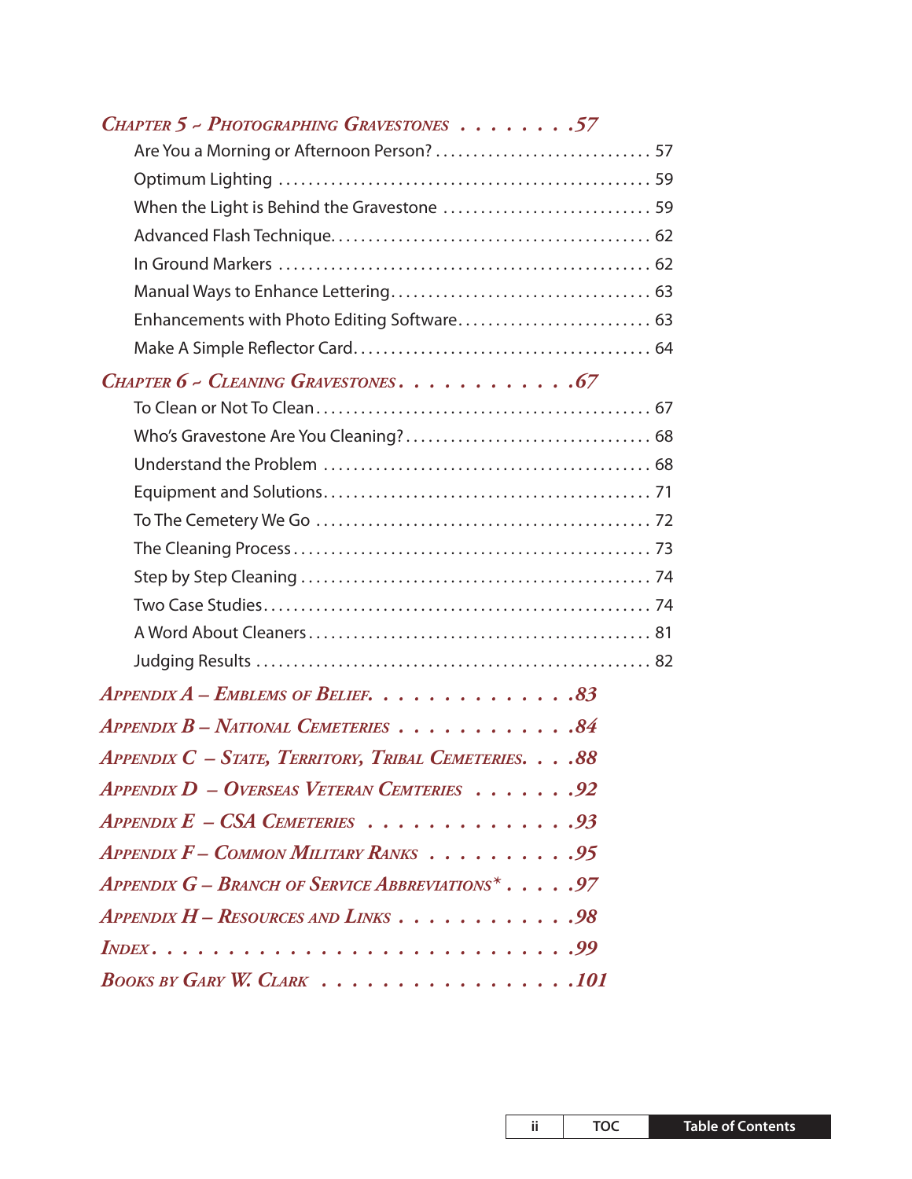## Chapter 5 ~ Photographing Gravestones . . . . . . . .57

Are You a Morning or Afternoon Person? . . . . . 57

Optimum Lighting . . . . . 59

When the Light is Behind the Gravestone . . . . . 59

Advanced Flash Technique. . . . . 62

In Ground Markers . . . . . 62

Manual Ways to Enhance Lettering. . . . . 63

Enhancements with Photo Editing Software. . . . . 63

Make A Simple Reflector Card. . . . . 64

## Chapter 6 ~ Cleaning Gravestones. . . . . . . . . . . .67

To Clean or Not To Clean. . . . . 67

Who's Gravestone Are You Cleaning? . . . . . 68

Understand the Problem . . . . . 68

Equipment and Solutions. . . . . 71

To The Cemetery We Go . . . . . 72

The Cleaning Process. . . . . 73

Step by Step Cleaning . . . . . 74

Two Case Studies. . . . . 74

A Word About Cleaners. . . . . 81

Judging Results . . . . . 82

## Appendix A – Emblems of Belief. . . . . . . . . . . . . .83

## Appendix B – National Cemeteries . . . . . . . . . . . .84

## Appendix C – State, Territory, Tribal Cemeteries. . . .88

## Appendix D – Overseas Veteran Cemteries . . . . . . .92

## Appendix E – CSA Cemeteries . . . . . . . . . . . . . .93

## Appendix F – Common Military Ranks . . . . . . . . . .95

## Appendix G – Branch of Service Abbreviations* . . . . .97

## Appendix H – Resources and Links . . . . . . . . . . . .98

## Index. . . . . . . . . . . . . . . . . . . . . . . . . .99

## Books by Gary W. Clark . . . . . . . . . . . . . . . . .101